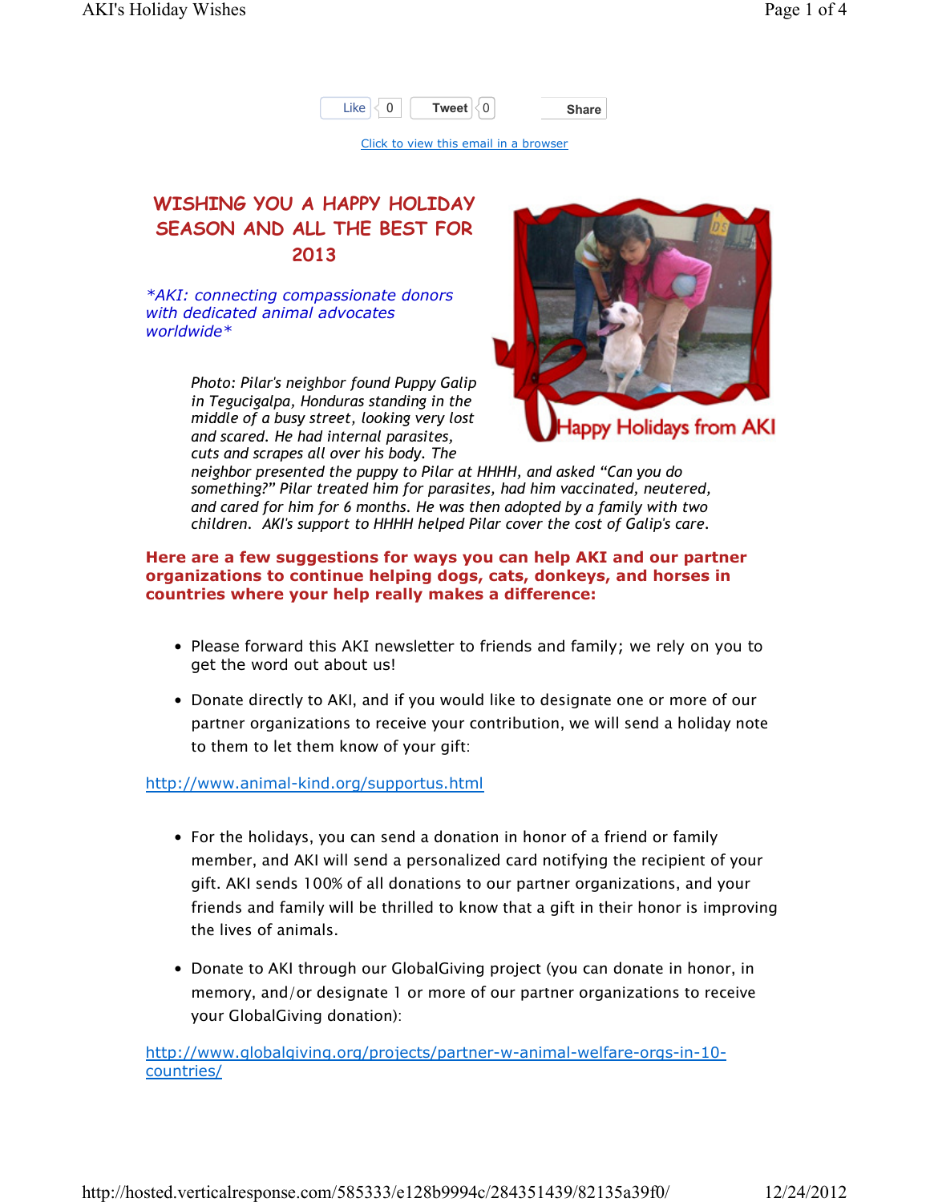Like 0 Tweet 0 Share

Click to view this email in a browser

# WISHING YOU A HAPPY HOLIDAY SEASON AND ALL THE BEST FOR 2013

*\*AKI: connecting compassionate donors with dedicated animal advocates worldwide\**

Happy Holidays from AKI

*Photo: Pilar's neighbor found Puppy Galip in Tegucigalpa, Honduras standing in the middle of a busy street, looking very lost and scared. He had internal parasites, cuts and scrapes all over his body. The neighbor presented the puppy to Pilar at HHHH, and asked "Can you do something?" Pilar treated him for parasites, had him vaccinated, neutered, and cared for him for 6 months. He was then adopted by a family with two children. AKI's support to HHHH helped Pilar cover the cost of Galip's care.*

**Here are a few suggestions for ways you can help AKI and our partner organizations to continue helping dogs, cats, donkeys, and horses in countries where your help really makes a difference:**

- Please forward this AKI newsletter to friends and family; we rely on you to get the word out about us!
- Donate directly to AKI, and if you would like to designate one or more of our partner organizations to receive your contribution, we will send a holiday note to them to let them know of your gift:

http://www.animal-kind.org/supportus.html

- For the holidays, you can send a donation in honor of a friend or family member, and AKI will send a personalized card notifying the recipient of your gift. AKI sends 100% of all donations to our partner organizations, and your friends and family will be thrilled to know that a gift in their honor is improving the lives of animals.
- Donate to AKI through our GlobalGiving project (you can donate in honor, in memory, and/or designate 1 or more of our partner organizations to receive your GlobalGiving donation):

http://www.globalgiving.org/projects/partner-w-animal-welfare-orgs-in-10-countries/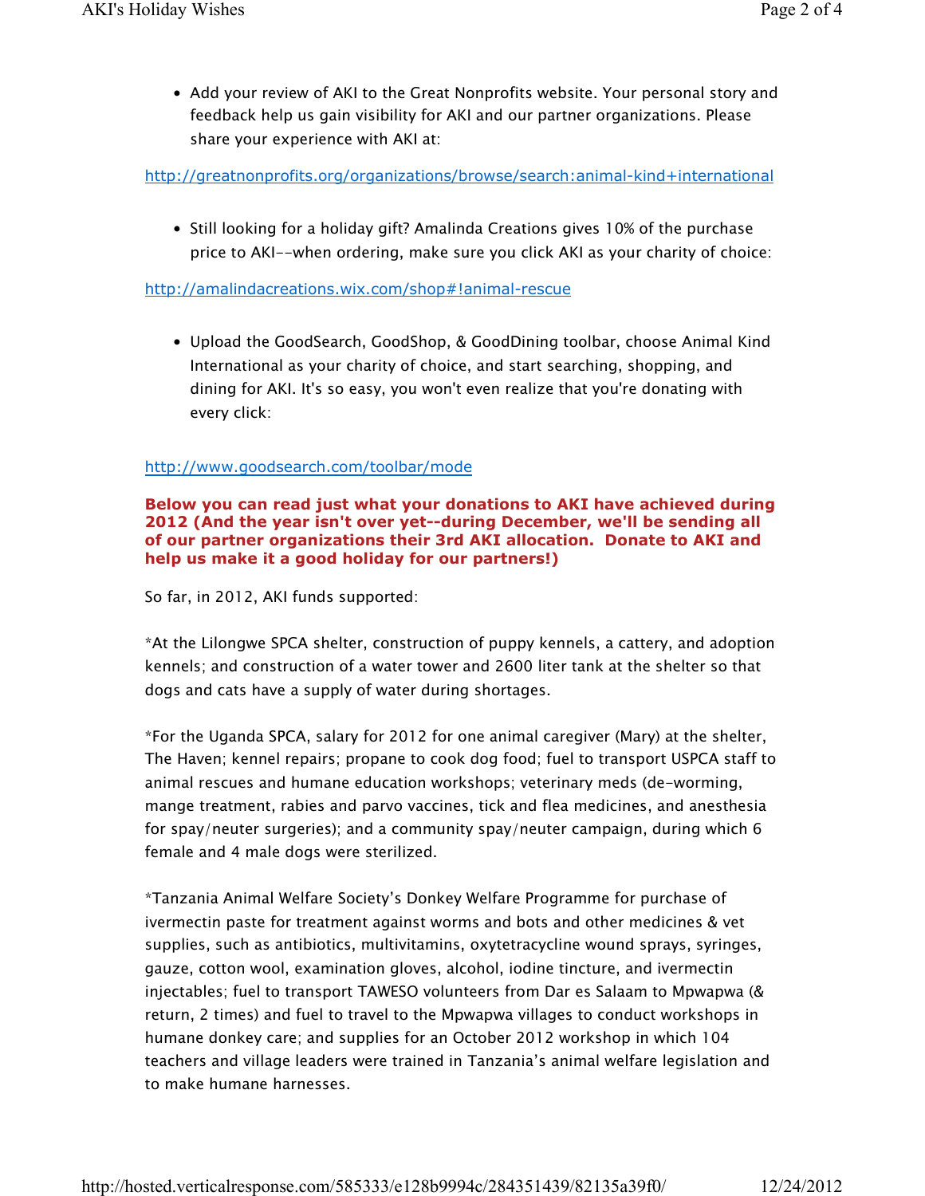- Add your review of AKI to the Great Nonprofits website. Your personal story and feedback help us gain visibility for AKI and our partner organizations. Please share your experience with AKI at:

http://greatnonprofits.org/organizations/browse/search:animal-kind+international

- Still looking for a holiday gift? Amalinda Creations gives 10% of the purchase price to AKI--when ordering, make sure you click AKI as your charity of choice:

http://amalindacreations.wix.com/shop#!animal-rescue

- Upload the GoodSearch, GoodShop, & GoodDining toolbar, choose Animal Kind International as your charity of choice, and start searching, shopping, and dining for AKI. It's so easy, you won't even realize that you're donating with every click:

http://www.goodsearch.com/toolbar/mode

**Below you can read just what your donations to AKI have achieved during 2012 (And the year isn't over yet--during December, we'll be sending all of our partner organizations their 3rd AKI allocation. Donate to AKI and help us make it a good holiday for our partners!)**

So far, in 2012, AKI funds supported:

*At the Lilongwe SPCA shelter, construction of puppy kennels, a cattery, and adoption kennels; and construction of a water tower and 2600 liter tank at the shelter so that dogs and cats have a supply of water during shortages.

*For the Uganda SPCA, salary for 2012 for one animal caregiver (Mary) at the shelter, The Haven; kennel repairs; propane to cook dog food; fuel to transport USPCA staff to animal rescues and humane education workshops; veterinary meds (de-worming, mange treatment, rabies and parvo vaccines, tick and flea medicines, and anesthesia for spay/neuter surgeries); and a community spay/neuter campaign, during which 6 female and 4 male dogs were sterilized.

*Tanzania Animal Welfare Society's Donkey Welfare Programme for purchase of ivermectin paste for treatment against worms and bots and other medicines & vet supplies, such as antibiotics, multivitamins, oxytetracycline wound sprays, syringes, gauze, cotton wool, examination gloves, alcohol, iodine tincture, and ivermectin injectables; fuel to transport TAWESO volunteers from Dar es Salaam to Mpwapwa (& return, 2 times) and fuel to travel to the Mpwapwa villages to conduct workshops in humane donkey care; and supplies for an October 2012 workshop in which 104 teachers and village leaders were trained in Tanzania's animal welfare legislation and to make humane harnesses.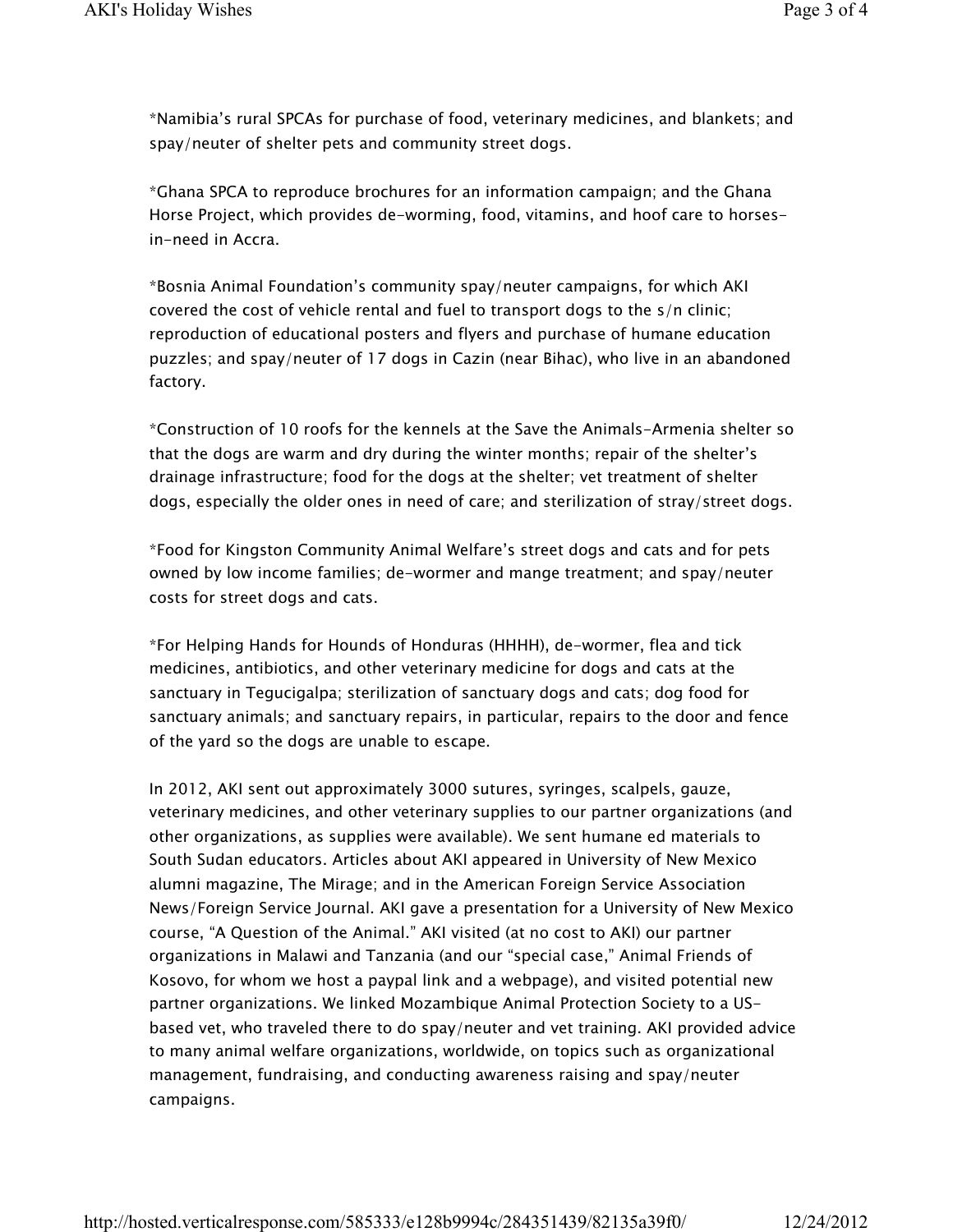*Namibia's rural SPCAs for purchase of food, veterinary medicines, and blankets; and spay/neuter of shelter pets and community street dogs.

*Ghana SPCA to reproduce brochures for an information campaign; and the Ghana Horse Project, which provides de-worming, food, vitamins, and hoof care to horses-in-need in Accra.

*Bosnia Animal Foundation's community spay/neuter campaigns, for which AKI covered the cost of vehicle rental and fuel to transport dogs to the s/n clinic; reproduction of educational posters and flyers and purchase of humane education puzzles; and spay/neuter of 17 dogs in Cazin (near Bihac), who live in an abandoned factory.

*Construction of 10 roofs for the kennels at the Save the Animals-Armenia shelter so that the dogs are warm and dry during the winter months; repair of the shelter's drainage infrastructure; food for the dogs at the shelter; vet treatment of shelter dogs, especially the older ones in need of care; and sterilization of stray/street dogs.

*Food for Kingston Community Animal Welfare's street dogs and cats and for pets owned by low income families; de-wormer and mange treatment; and spay/neuter costs for street dogs and cats.

*For Helping Hands for Hounds of Honduras (HHHH), de-wormer, flea and tick medicines, antibiotics, and other veterinary medicine for dogs and cats at the sanctuary in Tegucigalpa; sterilization of sanctuary dogs and cats; dog food for sanctuary animals; and sanctuary repairs, in particular, repairs to the door and fence of the yard so the dogs are unable to escape.

In 2012, AKI sent out approximately 3000 sutures, syringes, scalpels, gauze, veterinary medicines, and other veterinary supplies to our partner organizations (and other organizations, as supplies were available). We sent humane ed materials to South Sudan educators. Articles about AKI appeared in University of New Mexico alumni magazine, The Mirage; and in the American Foreign Service Association News/Foreign Service Journal. AKI gave a presentation for a University of New Mexico course, "A Question of the Animal." AKI visited (at no cost to AKI) our partner organizations in Malawi and Tanzania (and our "special case," Animal Friends of Kosovo, for whom we host a paypal link and a webpage), and visited potential new partner organizations. We linked Mozambique Animal Protection Society to a US-based vet, who traveled there to do spay/neuter and vet training. AKI provided advice to many animal welfare organizations, worldwide, on topics such as organizational management, fundraising, and conducting awareness raising and spay/neuter campaigns.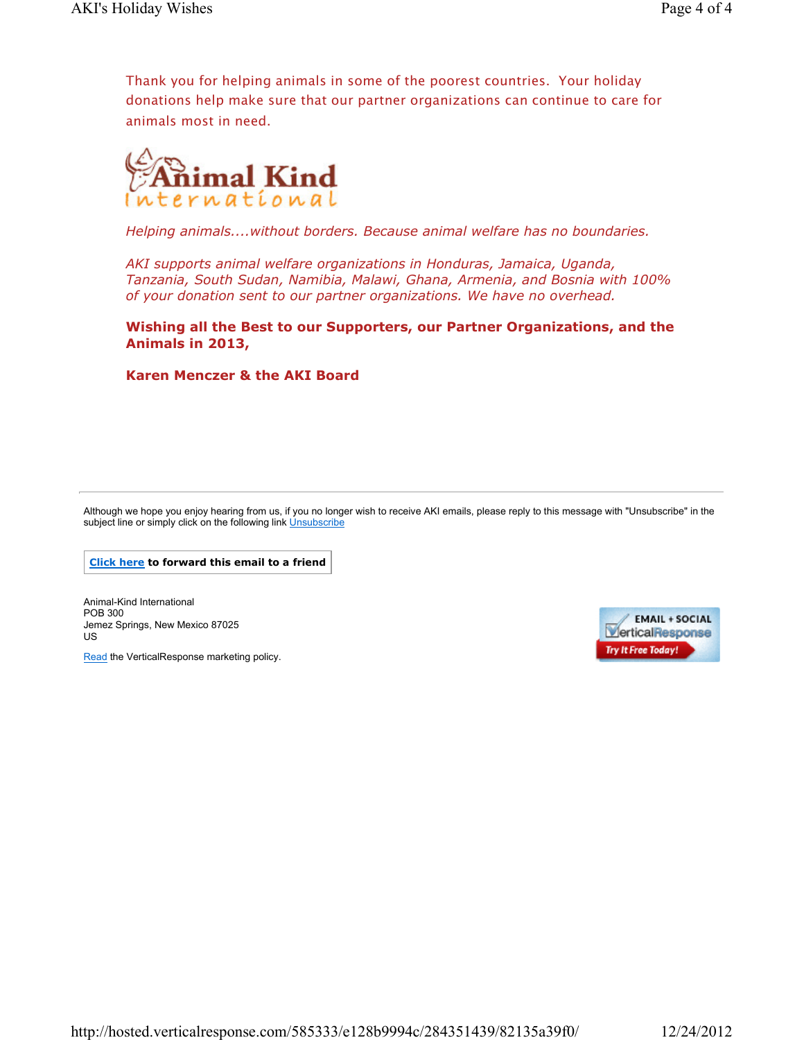Thank you for helping animals in some of the poorest countries. Your holiday donations help make sure that our partner organizations can continue to care for animals most in need.

Animal Kind International

*Helping animals....without borders. Because animal welfare has no boundaries.*

*AKI supports animal welfare organizations in Honduras, Jamaica, Uganda, Tanzania, South Sudan, Namibia, Malawi, Ghana, Armenia, and Bosnia with 100% of your donation sent to our partner organizations. We have no overhead.*

**Wishing all the Best to our Supporters, our Partner Organizations, and the Animals in 2013,**

**Karen Menczer & the AKI Board**

---

Although we hope you enjoy hearing from us, if you no longer wish to receive AKI emails, please reply to this message with "Unsubscribe" in the subject line or simply click on the following link Unsubscribe

**Click here to forward this email to a friend**

Animal-Kind International
POB 300
Jemez Springs, New Mexico 87025
US

Read the VerticalResponse marketing policy.

EMAIL + SOCIAL
VerticalResponse
Try It Free Today!